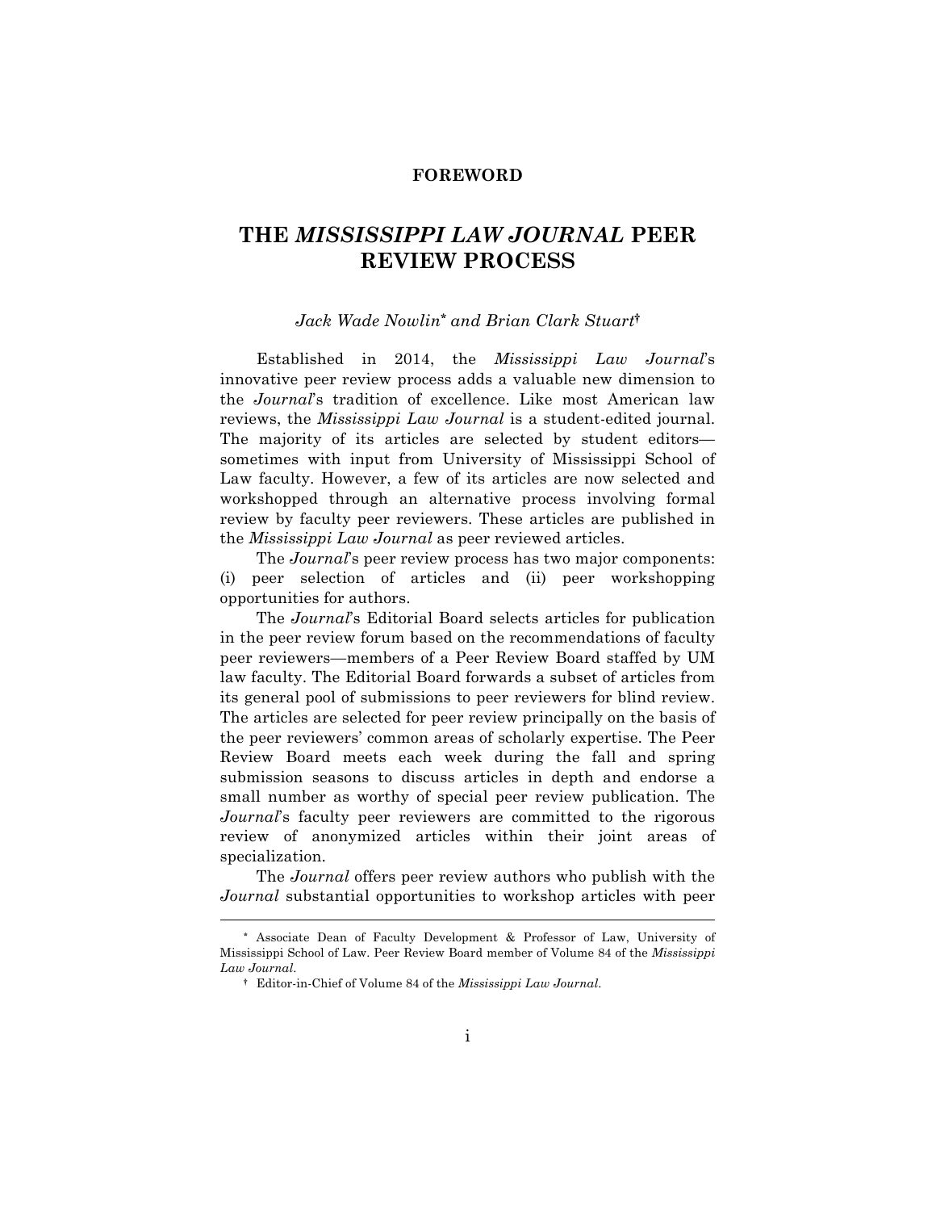**FOREWORD**

# THE *MISSISSIPPI LAW JOURNAL* PEER REVIEW PROCESS

*Jack Wade Nowlin*[*] *and Brian Clark Stuart*[†]

Established in 2014, the *Mississippi Law Journal*'s innovative peer review process adds a valuable new dimension to the *Journal*'s tradition of excellence. Like most American law reviews, the *Mississippi Law Journal* is a student-edited journal. The majority of its articles are selected by student editors—sometimes with input from University of Mississippi School of Law faculty. However, a few of its articles are now selected and workshopped through an alternative process involving formal review by faculty peer reviewers. These articles are published in the *Mississippi Law Journal* as peer reviewed articles.

The *Journal*'s peer review process has two major components: (i) peer selection of articles and (ii) peer workshopping opportunities for authors.

The *Journal*'s Editorial Board selects articles for publication in the peer review forum based on the recommendations of faculty peer reviewers—members of a Peer Review Board staffed by UM law faculty. The Editorial Board forwards a subset of articles from its general pool of submissions to peer reviewers for blind review. The articles are selected for peer review principally on the basis of the peer reviewers' common areas of scholarly expertise. The Peer Review Board meets each week during the fall and spring submission seasons to discuss articles in depth and endorse a small number as worthy of special peer review publication. The *Journal*'s faculty peer reviewers are committed to the rigorous review of anonymized articles within their joint areas of specialization.

The *Journal* offers peer review authors who publish with the *Journal* substantial opportunities to workshop articles with peer

---

[*] Associate Dean of Faculty Development & Professor of Law, University of Mississippi School of Law. Peer Review Board member of Volume 84 of the *Mississippi Law Journal*.

[†] Editor-in-Chief of Volume 84 of the *Mississippi Law Journal*.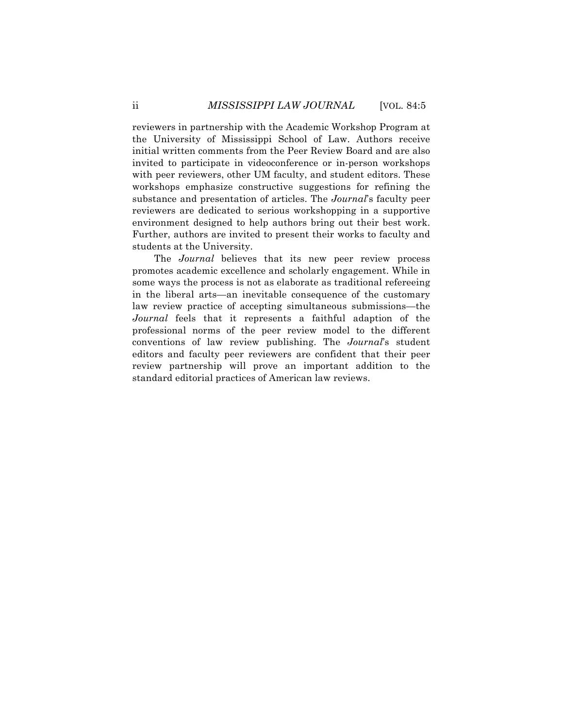reviewers in partnership with the Academic Workshop Program at the University of Mississippi School of Law. Authors receive initial written comments from the Peer Review Board and are also invited to participate in videoconference or in-person workshops with peer reviewers, other UM faculty, and student editors. These workshops emphasize constructive suggestions for refining the substance and presentation of articles. The *Journal*'s faculty peer reviewers are dedicated to serious workshopping in a supportive environment designed to help authors bring out their best work. Further, authors are invited to present their works to faculty and students at the University.

The *Journal* believes that its new peer review process promotes academic excellence and scholarly engagement. While in some ways the process is not as elaborate as traditional refereeing in the liberal arts—an inevitable consequence of the customary law review practice of accepting simultaneous submissions—the *Journal* feels that it represents a faithful adaption of the professional norms of the peer review model to the different conventions of law review publishing. The *Journal*'s student editors and faculty peer reviewers are confident that their peer review partnership will prove an important addition to the standard editorial practices of American law reviews.